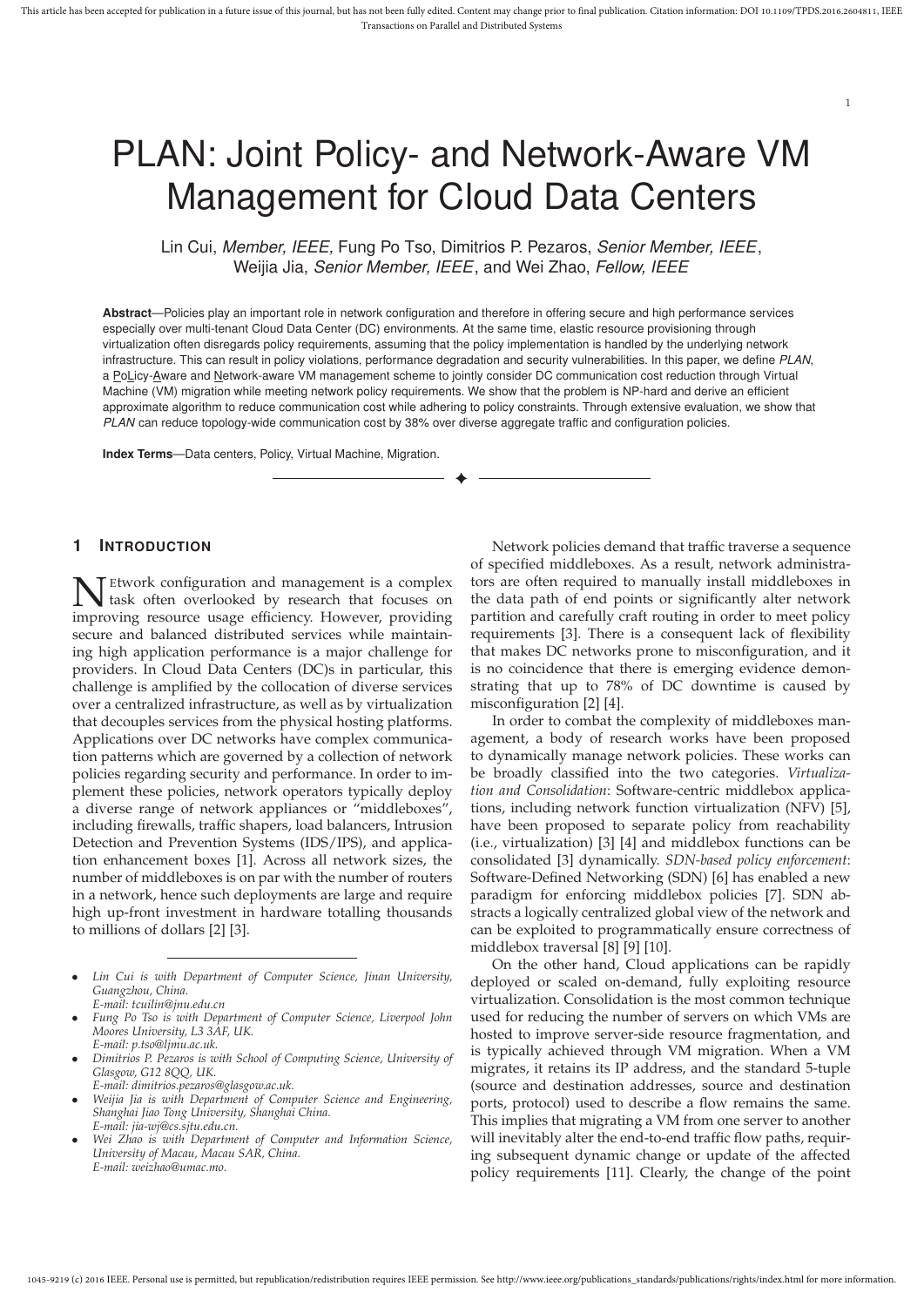# PLAN: Joint Policy- and Network-Aware VM Management for Cloud Data Centers

Lin Cui, *Member, IEEE,* Fung Po Tso, Dimitrios P. Pezaros, *Senior Member, IEEE*, Weijia Jia, *Senior Member, IEEE*, and Wei Zhao, *Fellow, IEEE*

**Abstract**—Policies play an important role in network configuration and therefore in offering secure and high performance services especially over multi-tenant Cloud Data Center (DC) environments. At the same time, elastic resource provisioning through virtualization often disregards policy requirements, assuming that the policy implementation is handled by the underlying network infrastructure. This can result in policy violations, performance degradation and security vulnerabilities. In this paper, we define *PLAN*, a PoLicy-Aware and Network-aware VM management scheme to jointly consider DC communication cost reduction through Virtual Machine (VM) migration while meeting network policy requirements. We show that the problem is NP-hard and derive an efficient approximate algorithm to reduce communication cost while adhering to policy constraints. Through extensive evaluation, we show that *PLAN* can reduce topology-wide communication cost by 38% over diverse aggregate traffic and configuration policies.

**Index Terms**—Data centers, Policy, Virtual Machine, Migration.

## 1 Introduction

Network configuration and management is a complex task often overlooked by research that focuses on improving resource usage efficiency. However, providing secure and balanced distributed services while maintaining high application performance is a major challenge for providers. In Cloud Data Centers (DC)s in particular, this challenge is amplified by the collocation of diverse services over a centralized infrastructure, as well as by virtualization that decouples services from the physical hosting platforms. Applications over DC networks have complex communication patterns which are governed by a collection of network policies regarding security and performance. In order to implement these policies, network operators typically deploy a diverse range of network appliances or "middleboxes", including firewalls, traffic shapers, load balancers, Intrusion Detection and Prevention Systems (IDS/IPS), and application enhancement boxes [1]. Across all network sizes, the number of middleboxes is on par with the number of routers in a network, hence such deployments are large and require high up-front investment in hardware totalling thousands to millions of dollars [2] [3].

- *Lin Cui is with Department of Computer Science, Jinan University, Guangzhou, China.*
  *E-mail: tcuilin@jnu.edu.cn*
- *Fung Po Tso is with Department of Computer Science, Liverpool John Moores University, L3 3AF, UK.*
  *E-mail: p.tso@ljmu.ac.uk.*
- *Dimitrios P. Pezaros is with School of Computing Science, University of Glasgow, G12 8QQ, UK.*
  *E-mail: dimitrios.pezaros@glasgow.ac.uk.*
- *Weijia Jia is with Department of Computer Science and Engineering, Shanghai Jiao Tong University, Shanghai China.*
  *E-mail: jia-wj@cs.sjtu.edu.cn.*
- *Wei Zhao is with Department of Computer and Information Science, University of Macau, Macau SAR, China.*
  *E-mail: weizhao@umac.mo.*

Network policies demand that traffic traverse a sequence of specified middleboxes. As a result, network administrators are often required to manually install middleboxes in the data path of end points or significantly alter network partition and carefully craft routing in order to meet policy requirements [3]. There is a consequent lack of flexibility that makes DC networks prone to misconfiguration, and it is no coincidence that there is emerging evidence demonstrating that up to 78% of DC downtime is caused by misconfiguration [2] [4].

In order to combat the complexity of middleboxes management, a body of research works have been proposed to dynamically manage network policies. These works can be broadly classified into the two categories. *Virtualization and Consolidation*: Software-centric middlebox applications, including network function virtualization (NFV) [5], have been proposed to separate policy from reachability (i.e., virtualization) [3] [4] and middlebox functions can be consolidated [3] dynamically. *SDN-based policy enforcement*: Software-Defined Networking (SDN) [6] has enabled a new paradigm for enforcing middlebox policies [7]. SDN abstracts a logically centralized global view of the network and can be exploited to programmatically ensure correctness of middlebox traversal [8] [9] [10].

On the other hand, Cloud applications can be rapidly deployed or scaled on-demand, fully exploiting resource virtualization. Consolidation is the most common technique used for reducing the number of servers on which VMs are hosted to improve server-side resource fragmentation, and is typically achieved through VM migration. When a VM migrates, it retains its IP address, and the standard 5-tuple (source and destination addresses, source and destination ports, protocol) used to describe a flow remains the same. This implies that migrating a VM from one server to another will inevitably alter the end-to-end traffic flow paths, requiring subsequent dynamic change or update of the affected policy requirements [11]. Clearly, the change of the point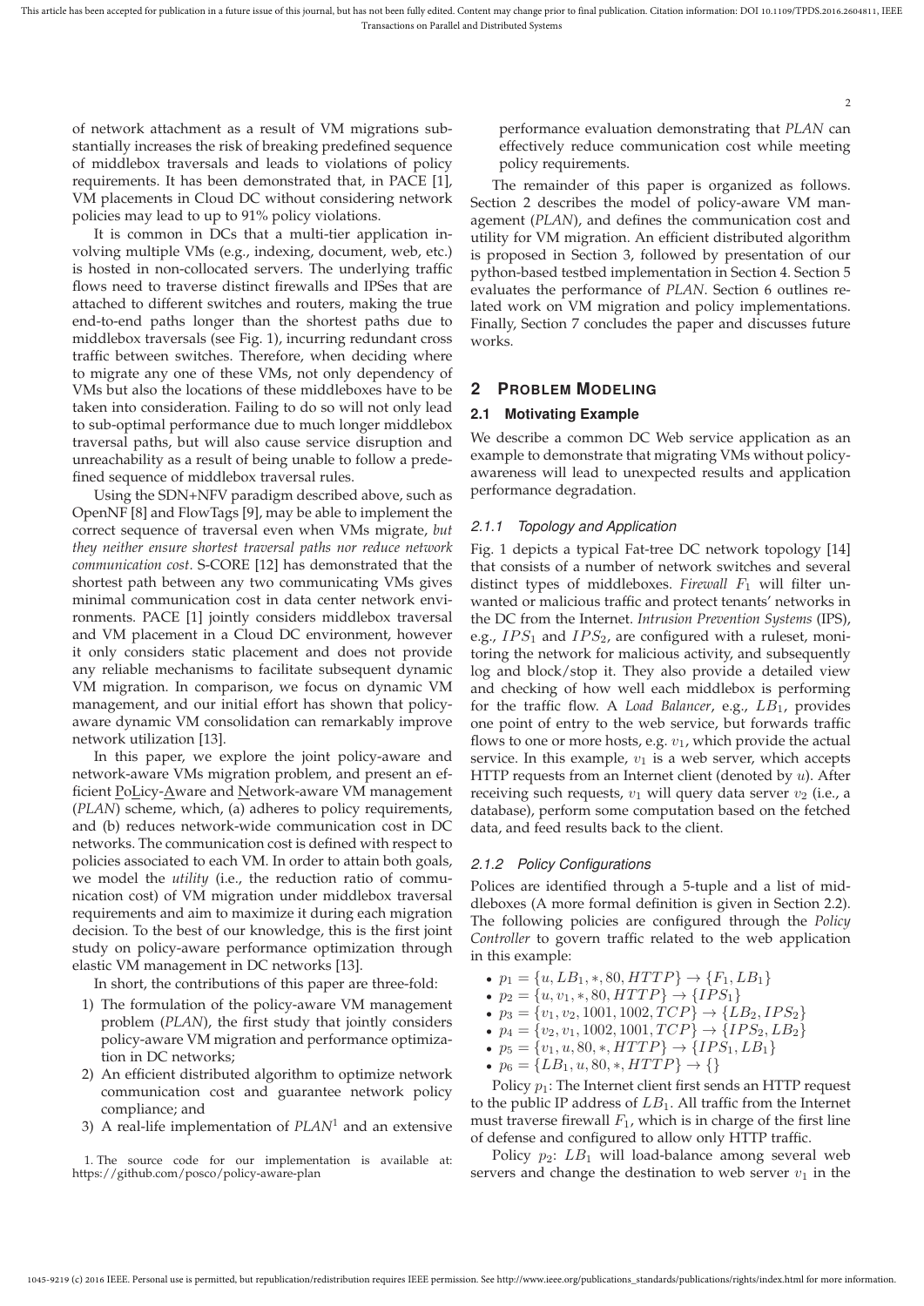of network attachment as a result of VM migrations substantially increases the risk of breaking predefined sequence of middlebox traversals and leads to violations of policy requirements. It has been demonstrated that, in PACE [1], VM placements in Cloud DC without considering network policies may lead to up to 91% policy violations.

It is common in DCs that a multi-tier application involving multiple VMs (e.g., indexing, document, web, etc.) is hosted in non-collocated servers. The underlying traffic flows need to traverse distinct firewalls and IPSes that are attached to different switches and routers, making the true end-to-end paths longer than the shortest paths due to middlebox traversals (see Fig. 1), incurring redundant cross traffic between switches. Therefore, when deciding where to migrate any one of these VMs, not only dependency of VMs but also the locations of these middleboxes have to be taken into consideration. Failing to do so will not only lead to sub-optimal performance due to much longer middlebox traversal paths, but will also cause service disruption and unreachability as a result of being unable to follow a predefined sequence of middlebox traversal rules.

Using the SDN+NFV paradigm described above, such as OpenNF [8] and FlowTags [9], may be able to implement the correct sequence of traversal even when VMs migrate, *but they neither ensure shortest traversal paths nor reduce network communication cost*. S-CORE [12] has demonstrated that the shortest path between any two communicating VMs gives minimal communication cost in data center network environments. PACE [1] jointly considers middlebox traversal and VM placement in a Cloud DC environment, however it only considers static placement and does not provide any reliable mechanisms to facilitate subsequent dynamic VM migration. In comparison, we focus on dynamic VM management, and our initial effort has shown that policy-aware dynamic VM consolidation can remarkably improve network utilization [13].

In this paper, we explore the joint policy-aware and network-aware VMs migration problem, and present an efficient PoLicy-Aware and Network-aware VM management (*PLAN*) scheme, which, (a) adheres to policy requirements, and (b) reduces network-wide communication cost in DC networks. The communication cost is defined with respect to policies associated to each VM. In order to attain both goals, we model the *utility* (i.e., the reduction ratio of communication cost) of VM migration under middlebox traversal requirements and aim to maximize it during each migration decision. To the best of our knowledge, this is the first joint study on policy-aware performance optimization through elastic VM management in DC networks [13].

In short, the contributions of this paper are three-fold:

1) The formulation of the policy-aware VM management problem (*PLAN*), the first study that jointly considers policy-aware VM migration and performance optimization in DC networks;
2) An efficient distributed algorithm to optimize network communication cost and guarantee network policy compliance; and
3) A real-life implementation of *PLAN*[1] and an extensive performance evaluation demonstrating that *PLAN* can effectively reduce communication cost while meeting policy requirements.

1. The source code for our implementation is available at: https://github.com/posco/policy-aware-plan

The remainder of this paper is organized as follows. Section 2 describes the model of policy-aware VM management (*PLAN*), and defines the communication cost and utility for VM migration. An efficient distributed algorithm is proposed in Section 3, followed by presentation of our python-based testbed implementation in Section 4. Section 5 evaluates the performance of *PLAN*. Section 6 outlines related work on VM migration and policy implementations. Finally, Section 7 concludes the paper and discusses future works.

## 2 Problem Modeling

### 2.1 Motivating Example

We describe a common DC Web service application as an example to demonstrate that migrating VMs without policy-awareness will lead to unexpected results and application performance degradation.

#### 2.1.1 Topology and Application

Fig. 1 depicts a typical Fat-tree DC network topology [14] that consists of a number of network switches and several distinct types of middleboxes. *Firewall* $F_1$ will filter unwanted or malicious traffic and protect tenants' networks in the DC from the Internet. *Intrusion Prevention Systems* (IPS), e.g., $IPS_1$ and $IPS_2$, are configured with a ruleset, monitoring the network for malicious activity, and subsequently log and block/stop it. They also provide a detailed view and checking of how well each middlebox is performing for the traffic flow. A *Load Balancer*, e.g., $LB_1$, provides one point of entry to the web service, but forwards traffic flows to one or more hosts, e.g. $v_1$, which provide the actual service. In this example, $v_1$ is a web server, which accepts HTTP requests from an Internet client (denoted by $u$). After receiving such requests, $v_1$ will query data server $v_2$ (i.e., a database), perform some computation based on the fetched data, and feed results back to the client.

#### 2.1.2 Policy Configurations

Polices are identified through a 5-tuple and a list of middleboxes (A more formal definition is given in Section 2.2). The following policies are configured through the *Policy Controller* to govern traffic related to the web application in this example:

- $p_1 = \{u, LB_1, *, 80, HTTP\} \rightarrow \{F_1, LB_1\}$
- $p_2 = \{u, v_1, *, 80, HTTP\} \rightarrow \{IPS_1\}$
- $p_3 = \{v_1, v_2, 1001, 1002, TCP\} \rightarrow \{LB_2, IPS_2\}$
- $p_4 = \{v_2, v_1, 1002, 1001, TCP\} \rightarrow \{IPS_2, LB_2\}$
- $p_5 = \{v_1, u, 80, *, HTTP\} \rightarrow \{IPS_1, LB_1\}$
- $p_6 = \{LB_1, u, 80, *, HTTP\} \rightarrow \{\}$

Policy $p_1$: The Internet client first sends an HTTP request to the public IP address of $LB_1$. All traffic from the Internet must traverse firewall $F_1$, which is in charge of the first line of defense and configured to allow only HTTP traffic.

Policy $p_2$: $LB_1$ will load-balance among several web servers and change the destination to web server $v_1$ in the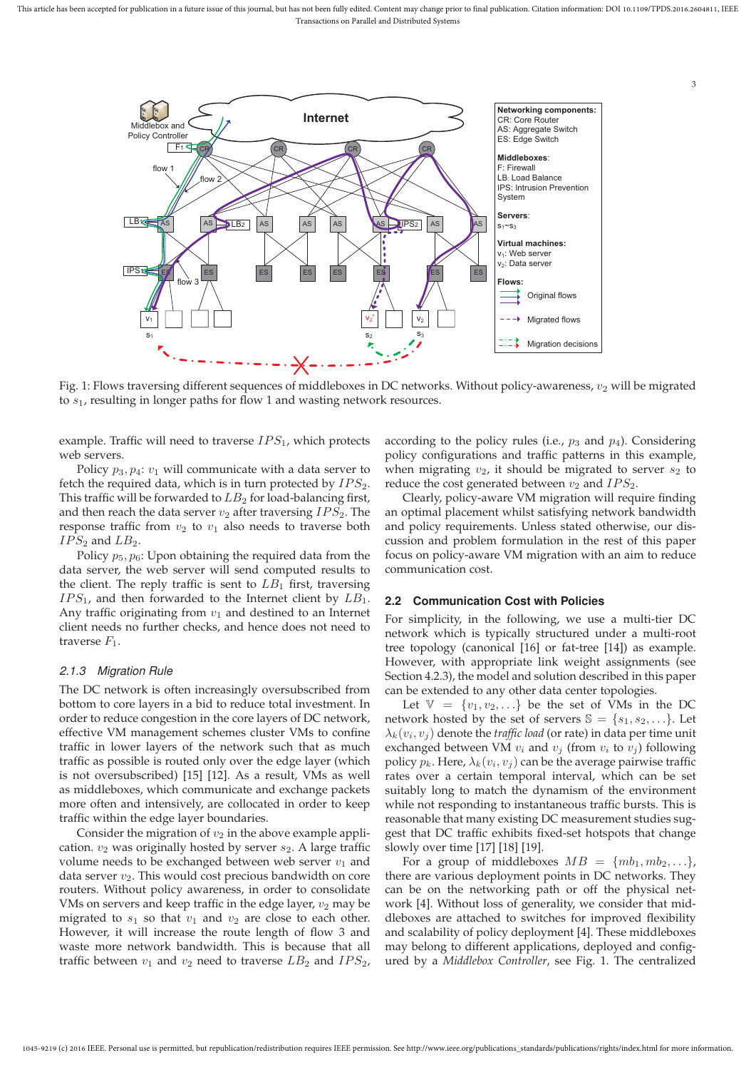Fig. 1: Flows traversing different sequences of middleboxes in DC networks. Without policy-awareness, $v_2$ will be migrated to $s_1$, resulting in longer paths for flow 1 and wasting network resources.

example. Traffic will need to traverse $IPS_1$, which protects web servers.

Policy $p_3, p_4$: $v_1$ will communicate with a data server to fetch the required data, which is in turn protected by $IPS_2$. This traffic will be forwarded to $LB_2$ for load-balancing first, and then reach the data server $v_2$ after traversing $IPS_2$. The response traffic from $v_2$ to $v_1$ also needs to traverse both $IPS_2$ and $LB_2$.

Policy $p_5, p_6$: Upon obtaining the required data from the data server, the web server will send computed results to the client. The reply traffic is sent to $LB_1$ first, traversing $IPS_1$, and then forwarded to the Internet client by $LB_1$. Any traffic originating from $v_1$ and destined to an Internet client needs no further checks, and hence does not need to traverse $F_1$.

### 2.1.3 Migration Rule

The DC network is often increasingly oversubscribed from bottom to core layers in a bid to reduce total investment. In order to reduce congestion in the core layers of DC network, effective VM management schemes cluster VMs to confine traffic in lower layers of the network such that as much traffic as possible is routed only over the edge layer (which is not oversubscribed) [15] [12]. As a result, VMs as well as middleboxes, which communicate and exchange packets more often and intensively, are collocated in order to keep traffic within the edge layer boundaries.

Consider the migration of $v_2$ in the above example application. $v_2$ was originally hosted by server $s_2$. A large traffic volume needs to be exchanged between web server $v_1$ and data server $v_2$. This would cost precious bandwidth on core routers. Without policy awareness, in order to consolidate VMs on servers and keep traffic in the edge layer, $v_2$ may be migrated to $s_1$ so that $v_1$ and $v_2$ are close to each other. However, it will increase the route length of flow 3 and waste more network bandwidth. This is because that all traffic between $v_1$ and $v_2$ need to traverse $LB_2$ and $IPS_2$, according to the policy rules (i.e., $p_3$ and $p_4$). Considering policy configurations and traffic patterns in this example, when migrating $v_2$, it should be migrated to server $s_2$ to reduce the cost generated between $v_2$ and $IPS_2$.

Clearly, policy-aware VM migration will require finding an optimal placement whilst satisfying network bandwidth and policy requirements. Unless stated otherwise, our discussion and problem formulation in the rest of this paper focus on policy-aware VM migration with an aim to reduce communication cost.

## 2.2 Communication Cost with Policies

For simplicity, in the following, we use a multi-tier DC network which is typically structured under a multi-root tree topology (canonical [16] or fat-tree [14]) as example. However, with appropriate link weight assignments (see Section 4.2.3), the model and solution described in this paper can be extended to any other data center topologies.

Let $\mathbb{V} = \{v_1, v_2, \ldots\}$ be the set of VMs in the DC network hosted by the set of servers $\mathbb{S} = \{s_1, s_2, \ldots\}$. Let $\lambda_k(v_i, v_j)$ denote the *traffic load* (or rate) in data per time unit exchanged between VM $v_i$ and $v_j$ (from $v_i$ to $v_j$) following policy $p_k$. Here, $\lambda_k(v_i, v_j)$ can be the average pairwise traffic rates over a certain temporal interval, which can be set suitably long to match the dynamism of the environment while not responding to instantaneous traffic bursts. This is reasonable that many existing DC measurement studies suggest that DC traffic exhibits fixed-set hotspots that change slowly over time [17] [18] [19].

For a group of middleboxes $MB = \{mb_1, mb_2, \ldots\}$, there are various deployment points in DC networks. They can be on the networking path or off the physical network [4]. Without loss of generality, we consider that middleboxes are attached to switches for improved flexibility and scalability of policy deployment [4]. These middleboxes may belong to different applications, deployed and configured by a *Middlebox Controller*, see Fig. 1. The centralized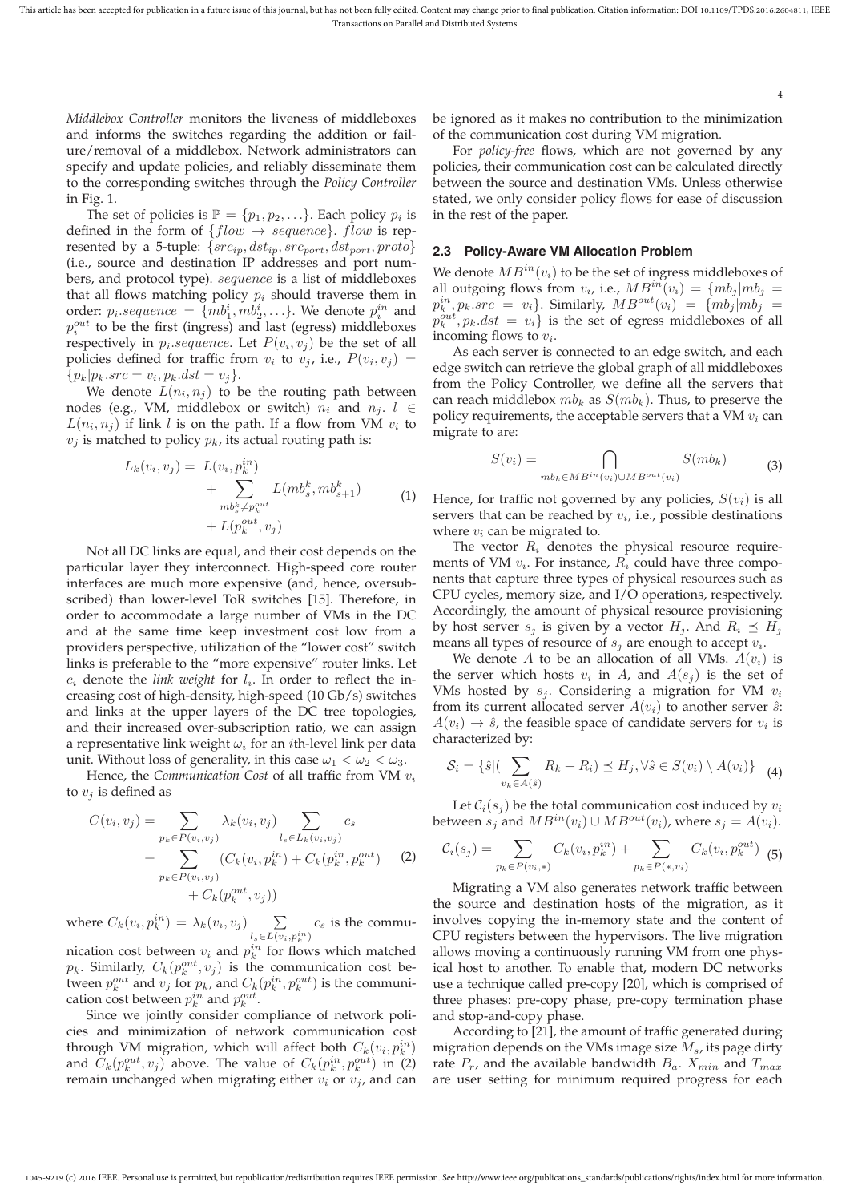*Middlebox Controller* monitors the liveness of middleboxes and informs the switches regarding the addition or failure/removal of a middlebox. Network administrators can specify and update policies, and reliably disseminate them to the corresponding switches through the *Policy Controller* in Fig. 1.

The set of policies is $\mathbb{P} = \{p_1, p_2, \ldots\}$. Each policy $p_i$ is defined in the form of $\{flow \rightarrow sequence\}$. $flow$ is represented by a 5-tuple: $\{src_{ip}, dst_{ip}, src_{port}, dst_{port}, proto\}$ (i.e., source and destination IP addresses and port numbers, and protocol type). $sequence$ is a list of middleboxes that all flows matching policy $p_i$ should traverse them in order: $p_i.sequence = \{mb_1^i, mb_2^i, \ldots\}$. We denote $p_i^{in}$ and $p_i^{out}$ to be the first (ingress) and last (egress) middleboxes respectively in $p_i.sequence$. Let $P(v_i, v_j)$ be the set of all policies defined for traffic from $v_i$ to $v_j$, i.e., $P(v_i, v_j) = \{p_k | p_k.src = v_i, p_k.dst = v_j\}$.

We denote $L(n_i, n_j)$ to be the routing path between nodes (e.g., VM, middlebox or switch) $n_i$ and $n_j$. $l \in L(n_i, n_j)$ if link $l$ is on the path. If a flow from VM $v_i$ to $v_j$ is matched to policy $p_k$, its actual routing path is:

$$
\begin{aligned}
L_k(v_i, v_j) = \; & L(v_i, p_k^{in}) \\
& + \sum_{mb_s^k \neq p_k^{out}} L(mb_s^k, mb_{s+1}^k) \\
& + L(p_k^{out}, v_j)
\end{aligned} \tag{1}
$$

Not all DC links are equal, and their cost depends on the particular layer they interconnect. High-speed core router interfaces are much more expensive (and, hence, oversubscribed) than lower-level ToR switches [15]. Therefore, in order to accommodate a large number of VMs in the DC and at the same time keep investment cost low from a providers perspective, utilization of the "lower cost" switch links is preferable to the "more expensive" router links. Let $c_i$ denote the *link weight* for $l_i$. In order to reflect the increasing cost of high-density, high-speed (10 Gb/s) switches and links at the upper layers of the DC tree topologies, and their increased over-subscription ratio, we can assign a representative link weight $\omega_i$ for an $i$th-level link per data unit. Without loss of generality, in this case $\omega_1 < \omega_2 < \omega_3$.

Hence, the *Communication Cost* of all traffic from VM $v_i$ to $v_j$ is defined as

$$
\begin{aligned}
C(v_i, v_j) &= \sum_{p_k \in P(v_i, v_j)} \lambda_k(v_i, v_j) \sum_{l_s \in L_k(v_i, v_j)} c_s \\
&= \sum_{p_k \in P(v_i, v_j)} (C_k(v_i, p_k^{in}) + C_k(p_k^{in}, p_k^{out}) \\
&\quad + C_k(p_k^{out}, v_j))
\end{aligned} \tag{2}
$$

where $C_k(v_i, p_k^{in}) = \lambda_k(v_i, v_j) \sum_{l_s \in L(v_i, p_k^{in})} c_s$ is the communication cost between $v_i$ and $p_k^{in}$ for flows which matched $p_k$. Similarly, $C_k(p_k^{out}, v_j)$ is the communication cost between $p_k^{out}$ and $v_j$ for $p_k$, and $C_k(p_k^{in}, p_k^{out})$ is the communication cost between $p_k^{in}$ and $p_k^{out}$.

Since we jointly consider compliance of network policies and minimization of network communication cost through VM migration, which will affect both $C_k(v_i, p_k^{in})$ and $C_k(p_k^{out}, v_j)$ above. The value of $C_k(p_k^{in}, p_k^{out})$ in (2) remain unchanged when migrating either $v_i$ or $v_j$, and can be ignored as it makes no contribution to the minimization of the communication cost during VM migration.

For *policy-free* flows, which are not governed by any policies, their communication cost can be calculated directly between the source and destination VMs. Unless otherwise stated, we only consider policy flows for ease of discussion in the rest of the paper.

### 2.3 Policy-Aware VM Allocation Problem

We denote $MB^{in}(v_i)$ to be the set of ingress middleboxes of all outgoing flows from $v_i$, i.e., $MB^{in}(v_i) = \{mb_j | mb_j = p_k^{in}, p_k.src = v_i\}$. Similarly, $MB^{out}(v_i) = \{mb_j | mb_j = p_k^{out}, p_k.dst = v_i\}$ is the set of egress middleboxes of all incoming flows to $v_i$.

As each server is connected to an edge switch, and each edge switch can retrieve the global graph of all middleboxes from the Policy Controller, we define all the servers that can reach middlebox $mb_k$ as $S(mb_k)$. Thus, to preserve the policy requirements, the acceptable servers that a VM $v_i$ can migrate to are:

$$
S(v_i) = \bigcap_{mb_k \in MB^{in}(v_i) \cup MB^{out}(v_i)} S(mb_k) \tag{3}
$$

Hence, for traffic not governed by any policies, $S(v_i)$ is all servers that can be reached by $v_i$, i.e., possible destinations where $v_i$ can be migrated to.

The vector $R_i$ denotes the physical resource requirements of VM $v_i$. For instance, $R_i$ could have three components that capture three types of physical resources such as CPU cycles, memory size, and I/O operations, respectively. Accordingly, the amount of physical resource provisioning by host server $s_j$ is given by a vector $H_j$. And $R_i \preceq H_j$ means all types of resource of $s_j$ are enough to accept $v_i$.

We denote $A$ to be an allocation of all VMs. $A(v_i)$ is the server which hosts $v_i$ in $A$, and $A(s_j)$ is the set of VMs hosted by $s_j$. Considering a migration for VM $v_i$ from its current allocated server $A(v_i)$ to another server $\hat{s}$: $A(v_i) \rightarrow \hat{s}$, the feasible space of candidate servers for $v_i$ is characterized by:

$$
\mathcal{S}_i = \{\hat{s} | (\sum_{v_k \in A(\hat{s})} R_k + R_i) \preceq H_j, \forall \hat{s} \in S(v_i) \setminus A(v_i)\} \tag{4}
$$

Let $\mathcal{C}_i(s_j)$ be the total communication cost induced by $v_i$ between $s_j$ and $MB^{in}(v_i) \cup MB^{out}(v_i)$, where $s_j = A(v_i)$.

$$
\mathcal{C}_i(s_j) = \sum_{p_k \in P(v_i, *)} C_k(v_i, p_k^{in}) + \sum_{p_k \in P(*, v_i)} C_k(v_i, p_k^{out}) \tag{5}
$$

Migrating a VM also generates network traffic between the source and destination hosts of the migration, as it involves copying the in-memory state and the content of CPU registers between the hypervisors. The live migration allows moving a continuously running VM from one physical host to another. To enable that, modern DC networks use a technique called pre-copy [20], which is comprised of three phases: pre-copy phase, pre-copy termination phase and stop-and-copy phase.

According to [21], the amount of traffic generated during migration depends on the VMs image size $M_s$, its page dirty rate $P_r$, and the available bandwidth $B_a$. $X_{min}$ and $T_{max}$ are user setting for minimum required progress for each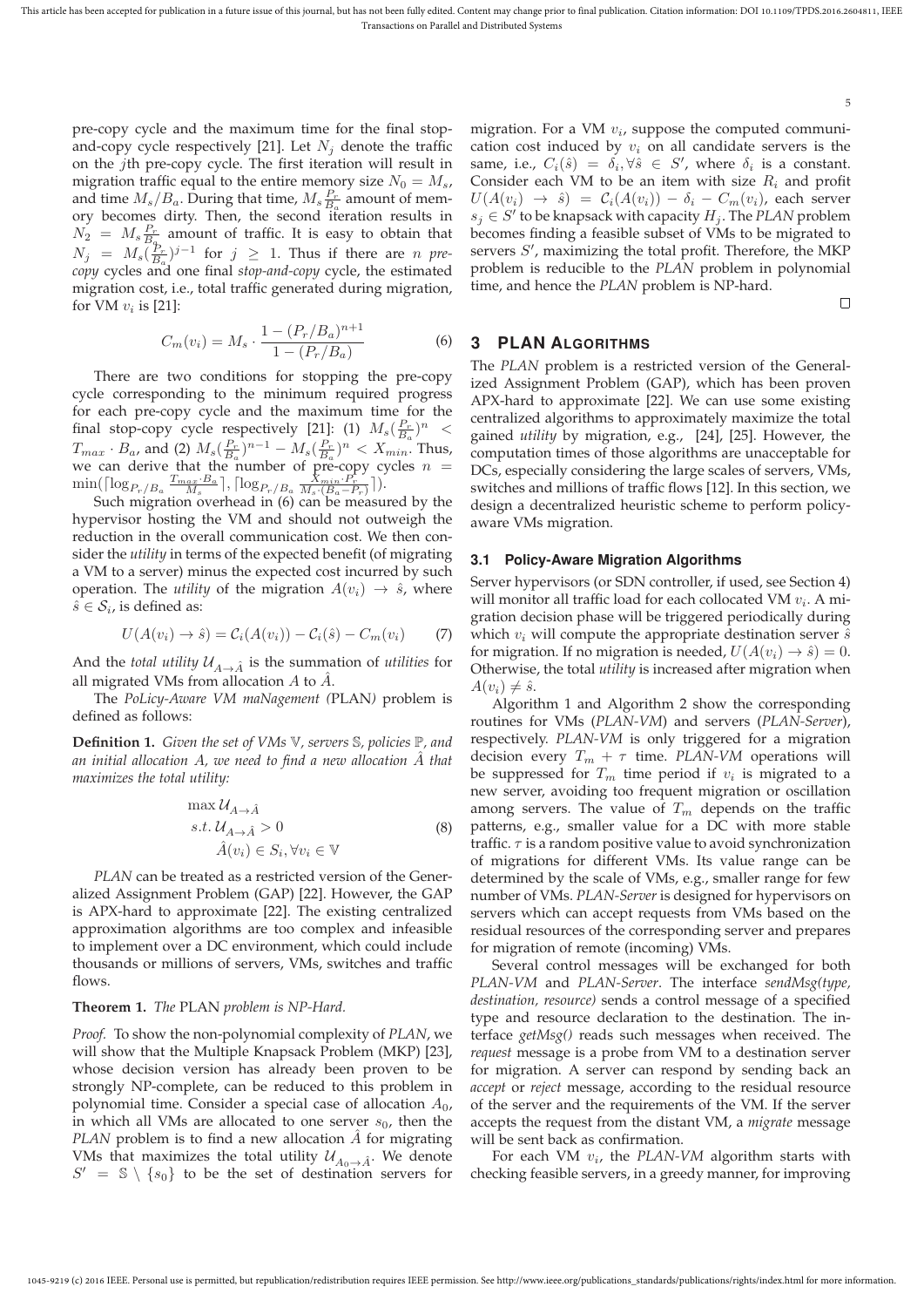pre-copy cycle and the maximum time for the final stop-and-copy cycle respectively [21]. Let $N_j$ denote the traffic on the $j$th pre-copy cycle. The first iteration will result in migration traffic equal to the entire memory size $N_0 = M_s$, and time $M_s/B_a$. During that time, $M_s \frac{P_r}{B_a}$ amount of memory becomes dirty. Then, the second iteration results in $N_2 = M_s \frac{P_r}{B_a}$ amount of traffic. It is easy to obtain that $N_j = M_s (\frac{P_r}{B_a})^{j-1}$ for $j \geq 1$. Thus if there are $n$ *pre-copy* cycles and one final *stop-and-copy* cycle, the estimated migration cost, i.e., total traffic generated during migration, for VM $v_i$ is [21]:

$$C_m(v_i) = M_s \cdot \frac{1 - (P_r/B_a)^{n+1}}{1 - (P_r/B_a)} \tag{6}$$

There are two conditions for stopping the pre-copy cycle corresponding to the minimum required progress for each pre-copy cycle and the maximum time for the final stop-copy cycle respectively [21]: (1) $M_s(\frac{P_r}{B_a})^n < T_{max} \cdot B_a$, and (2) $M_s(\frac{P_r}{B_a})^{n-1} - M_s(\frac{P_r}{B_a})^n < X_{min}$. Thus, we can derive that the number of pre-copy cycles $n = \min(\lceil \log_{P_r/B_a} \frac{T_{max} \cdot B_a}{M_s} \rceil, \lceil \log_{P_r/B_a} \frac{X_{min} \cdot P_r}{M_s \cdot (B_a - P_r)} \rceil)$.

Such migration overhead in (6) can be measured by the hypervisor hosting the VM and should not outweigh the reduction in the overall communication cost. We then consider the *utility* in terms of the expected benefit (of migrating a VM to a server) minus the expected cost incurred by such operation. The *utility* of the migration $A(v_i) \rightarrow \hat{s}$, where $\hat{s} \in \mathcal{S}_i$, is defined as:

$$U(A(v_i) \rightarrow \hat{s}) = \mathcal{C}_i(A(v_i)) - \mathcal{C}_i(\hat{s}) - C_m(v_i) \tag{7}$$

And the *total utility* $\mathcal{U}_{A \rightarrow \hat{A}}$ is the summation of *utilities* for all migrated VMs from allocation $A$ to $\hat{A}$.

The *PoLicy-Aware VM maNagement (*PLAN*)* problem is defined as follows:

**Definition 1.** *Given the set of VMs $\mathbb{V}$, servers $\mathbb{S}$, policies $\mathbb{P}$, and an initial allocation $A$, we need to find a new allocation $\hat{A}$ that maximizes the total utility:*

$$\begin{aligned} &\max \mathcal{U}_{A \rightarrow \hat{A}} \\ &s.t. \; \mathcal{U}_{A \rightarrow \hat{A}} > 0 \\ &\quad\;\; \hat{A}(v_i) \in S_i, \forall v_i \in \mathbb{V} \end{aligned} \tag{8}$$

*PLAN* can be treated as a restricted version of the Generalized Assignment Problem (GAP) [22]. However, the GAP is APX-hard to approximate [22]. The existing centralized approximation algorithms are too complex and infeasible to implement over a DC environment, which could include thousands or millions of servers, VMs, switches and traffic flows.

**Theorem 1.** *The* PLAN *problem is NP-Hard.*

*Proof.* To show the non-polynomial complexity of *PLAN*, we will show that the Multiple Knapsack Problem (MKP) [23], whose decision version has already been proven to be strongly NP-complete, can be reduced to this problem in polynomial time. Consider a special case of allocation $A_0$, in which all VMs are allocated to one server $s_0$, then the *PLAN* problem is to find a new allocation $\hat{A}$ for migrating VMs that maximizes the total utility $\mathcal{U}_{A_0 \rightarrow \hat{A}}$. We denote $S' = \mathbb{S} \setminus \{s_0\}$ to be the set of destination servers for migration. For a VM $v_i$, suppose the computed communication cost induced by $v_i$ on all candidate servers is the same, i.e., $C_i(\hat{s}) = \delta_i, \forall \hat{s} \in S'$, where $\delta_i$ is a constant. Consider each VM to be an item with size $R_i$ and profit $U(A(v_i) \rightarrow \hat{s}) = \mathcal{C}_i(A(v_i)) - \delta_i - C_m(v_i)$, each server $s_j \in S'$ to be knapsack with capacity $H_j$. The *PLAN* problem becomes finding a feasible subset of VMs to be migrated to servers $S'$, maximizing the total profit. Therefore, the MKP problem is reducible to the *PLAN* problem in polynomial time, and hence the *PLAN* problem is NP-hard. $\square$

## 3 PLAN Algorithms

The *PLAN* problem is a restricted version of the Generalized Assignment Problem (GAP), which has been proven APX-hard to approximate [22]. We can use some existing centralized algorithms to approximately maximize the total gained *utility* by migration, e.g., [24], [25]. However, the computation times of those algorithms are unacceptable for DCs, especially considering the large scales of servers, VMs, switches and millions of traffic flows [12]. In this section, we design a decentralized heuristic scheme to perform policy-aware VMs migration.

### 3.1 Policy-Aware Migration Algorithms

Server hypervisors (or SDN controller, if used, see Section 4) will monitor all traffic load for each collocated VM $v_i$. A migration decision phase will be triggered periodically during which $v_i$ will compute the appropriate destination server $\hat{s}$ for migration. If no migration is needed, $U(A(v_i) \rightarrow \hat{s}) = 0$. Otherwise, the total *utility* is increased after migration when $A(v_i) \neq \hat{s}$.

Algorithm 1 and Algorithm 2 show the corresponding routines for VMs (*PLAN-VM*) and servers (*PLAN-Server*), respectively. *PLAN-VM* is only triggered for a migration decision every $T_m + \tau$ time. *PLAN-VM* operations will be suppressed for $T_m$ time period if $v_i$ is migrated to a new server, avoiding too frequent migration or oscillation among servers. The value of $T_m$ depends on the traffic patterns, e.g., smaller value for a DC with more stable traffic. $\tau$ is a random positive value to avoid synchronization of migrations for different VMs. Its value range can be determined by the scale of VMs, e.g., smaller range for few number of VMs. *PLAN-Server* is designed for hypervisors on servers which can accept requests from VMs based on the residual resources of the corresponding server and prepares for migration of remote (incoming) VMs.

Several control messages will be exchanged for both *PLAN-VM* and *PLAN-Server*. The interface *sendMsg(type, destination, resource)* sends a control message of a specified type and resource declaration to the destination. The interface *getMsg()* reads such messages when received. The *request* message is a probe from VM to a destination server for migration. A server can respond by sending back an *accept* or *reject* message, according to the residual resource of the server and the requirements of the VM. If the server accepts the request from the distant VM, a *migrate* message will be sent back as confirmation.

For each VM $v_i$, the *PLAN-VM* algorithm starts with checking feasible servers, in a greedy manner, for improving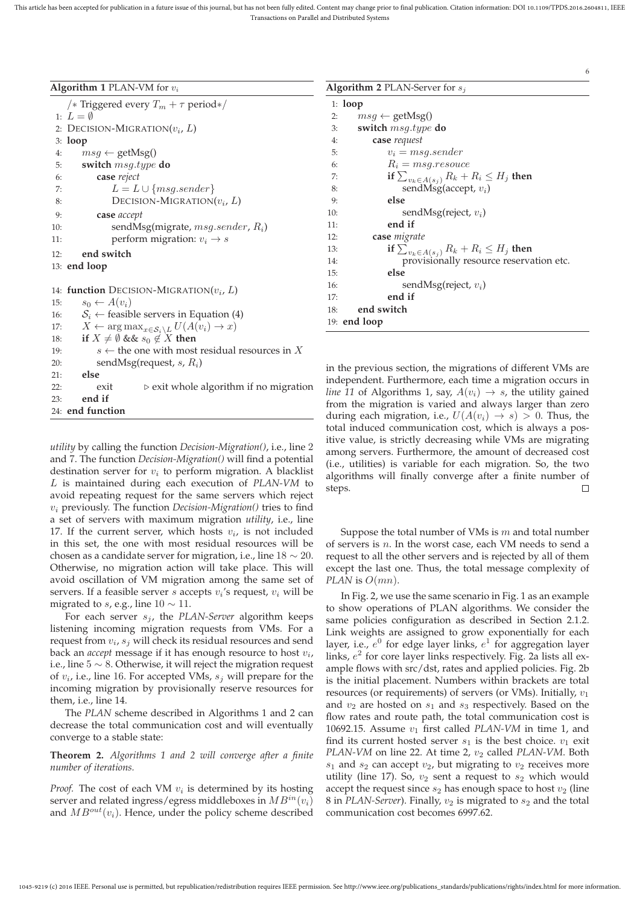**Algorithm 1** PLAN-VM for $v_i$

```
   /* Triggered every T_m + τ period*/
1: L = ∅
2: DECISION-MIGRATION(v_i, L)
3: loop
4:     msg ← getMsg()
5:     switch msg.type do
6:         case reject
7:             L = L ∪ {msg.sender}
8:             DECISION-MIGRATION(v_i, L)
9:         case accept
10:            sendMsg(migrate, msg.sender, R_i)
11:            perform migration: v_i → s
12:    end switch
13: end loop

14: function DECISION-MIGRATION(v_i, L)
15:     s_0 ← A(v_i)
16:     S_i ← feasible servers in Equation (4)
17:     X ← arg max_{x∈S_i \ L} U(A(v_i) → x)
18:     if X ≠ ∅ && s_0 ∉ X then
19:         s ← the one with most residual resources in X
20:         sendMsg(request, s, R_i)
21:     else
22:         exit          ▷ exit whole algorithm if no migration
23:     end if
24: end function
```

**Algorithm 2** PLAN-Server for $s_j$

```
1: loop
2:     msg ← getMsg()
3:     switch msg.type do
4:         case request
5:             v_i = msg.sender
6:             R_i = msg.resouce
7:             if Σ_{v_k∈A(s_j)} R_k + R_i ≤ H_j then
8:                 sendMsg(accept, v_i)
9:             else
10:                sendMsg(reject, v_i)
11:            end if
12:        case migrate
13:            if Σ_{v_k∈A(s_j)} R_k + R_i ≤ H_j then
14:                provisionally resource reservation etc.
15:            else
16:                sendMsg(reject, v_i)
17:            end if
18:    end switch
19: end loop
```

*utility* by calling the function *Decision-Migration()*, i.e., line 2 and 7. The function *Decision-Migration()* will find a potential destination server for $v_i$ to perform migration. A blacklist $L$ is maintained during each execution of *PLAN-VM* to avoid repeating request for the same servers which reject $v_i$ previously. The function *Decision-Migration()* tries to find a set of servers with maximum migration *utility*, i.e., line 17. If the current server, which hosts $v_i$, is not included in this set, the one with most residual resources will be chosen as a candidate server for migration, i.e., line 18 $\sim$ 20. Otherwise, no migration action will take place. This will avoid oscillation of VM migration among the same set of servers. If a feasible server $s$ accepts $v_i$'s request, $v_i$ will be migrated to $s$, e.g., line 10 $\sim$ 11.

For each server $s_j$, the *PLAN-Server* algorithm keeps listening incoming migration requests from VMs. For a request from $v_i$, $s_j$ will check its residual resources and send back an *accept* message if it has enough resource to host $v_i$, i.e., line 5 $\sim$ 8. Otherwise, it will reject the migration request of $v_i$, i.e., line 16. For accepted VMs, $s_j$ will prepare for the incoming migration by provisionally reserve resources for them, i.e., line 14.

The *PLAN* scheme described in Algorithms 1 and 2 can decrease the total communication cost and will eventually converge to a stable state:

**Theorem 2.** *Algorithms 1 and 2 will converge after a finite number of iterations.*

*Proof.* The cost of each VM $v_i$ is determined by its hosting server and related ingress/egress middleboxes in $MB^{in}(v_i)$ and $MB^{out}(v_i)$. Hence, under the policy scheme described in the previous section, the migrations of different VMs are independent. Furthermore, each time a migration occurs in *line 11* of Algorithms 1, say, $A(v_i) \to s$, the utility gained from the migration is varied and always larger than zero during each migration, i.e., $U(A(v_i) \to s) > 0$. Thus, the total induced communication cost, which is always a positive value, is strictly decreasing while VMs are migrating among servers. Furthermore, the amount of decreased cost (i.e., utilities) is variable for each migration. So, the two algorithms will finally converge after a finite number of steps. □

Suppose the total number of VMs is $m$ and total number of servers is $n$. In the worst case, each VM needs to send a request to all the other servers and is rejected by all of them except the last one. Thus, the total message complexity of *PLAN* is $O(mn)$.

In Fig. 2, we use the same scenario in Fig. 1 as an example to show operations of PLAN algorithms. We consider the same policies configuration as described in Section 2.1.2. Link weights are assigned to grow exponentially for each layer, i.e., $e^0$ for edge layer links, $e^1$ for aggregation layer links, $e^2$ for core layer links respectively. Fig. 2a lists all example flows with src/dst, rates and applied policies. Fig. 2b is the initial placement. Numbers within brackets are total resources (or requirements) of servers (or VMs). Initially, $v_1$ and $v_2$ are hosted on $s_1$ and $s_3$ respectively. Based on the flow rates and route path, the total communication cost is 10692.15. Assume $v_1$ first called *PLAN-VM* in time 1, and find its current hosted server $s_1$ is the best choice. $v_1$ exit *PLAN-VM* on line 22. At time 2, $v_2$ called *PLAN-VM*. Both $s_1$ and $s_2$ can accept $v_2$, but migrating to $v_2$ receives more utility (line 17). So, $v_2$ sent a request to $s_2$ which would accept the request since $s_2$ has enough space to host $v_2$ (line 8 in *PLAN-Server*). Finally, $v_2$ is migrated to $s_2$ and the total communication cost becomes 6997.62.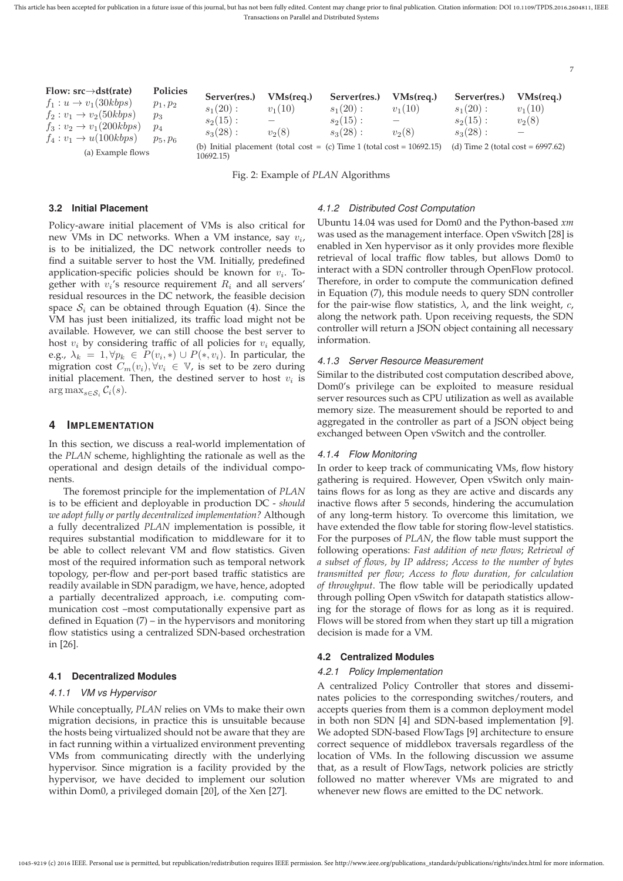| Flow: src→dst(rate) | Policies |
|---|---|
| $f_1 : u \to v_1(30kbps)$ | $p_1, p_2$ |
| $f_2 : v_1 \to v_2(50kbps)$ | $p_3$ |
| $f_3 : v_2 \to v_1(200kbps)$ | $p_4$ |
| $f_4 : v_1 \to u(100kbps)$ | $p_5, p_6$ |

(a) Example flows

| Server(res.) | VMs(req.) |
|---|---|
| $s_1(20)$ : | $v_1(10)$ |
| $s_2(15)$ : | $-$ |
| $s_3(28)$ : | $v_2(8)$ |

(b) Initial placement (total cost = 10692.15)

| Server(res.) | VMs(req.) |
|---|---|
| $s_1(20)$ : | $v_1(10)$ |
| $s_2(15)$ : | $-$ |
| $s_3(28)$ : | $v_2(8)$ |

(c) Time 1 (total cost = 10692.15)

| Server(res.) | VMs(req.) |
|---|---|
| $s_1(20)$ : | $v_1(10)$ |
| $s_2(15)$ : | $v_2(8)$ |
| $s_3(28)$ : | $-$ |

(d) Time 2 (total cost = 6997.62)

Fig. 2: Example of *PLAN* Algorithms

### 3.2 Initial Placement

Policy-aware initial placement of VMs is also critical for new VMs in DC networks. When a VM instance, say $v_i$, is to be initialized, the DC network controller needs to find a suitable server to host the VM. Initially, predefined application-specific policies should be known for $v_i$. Together with $v_i$'s resource requirement $R_i$ and all servers' residual resources in the DC network, the feasible decision space $\mathcal{S}_i$ can be obtained through Equation (4). Since the VM has just been initialized, its traffic load might not be available. However, we can still choose the best server to host $v_i$ by considering traffic of all policies for $v_i$ equally, e.g., $\lambda_k = 1, \forall p_k \in P(v_i, *) \cup P(*, v_i)$. In particular, the migration cost $C_m(v_i), \forall v_i \in \mathbb{V}$, is set to be zero during initial placement. Then, the destined server to host $v_i$ is $\arg\max_{s \in \mathcal{S}_i} \mathcal{C}_i(s)$.

## 4 Implementation

In this section, we discuss a real-world implementation of the *PLAN* scheme, highlighting the rationale as well as the operational and design details of the individual components.

The foremost principle for the implementation of *PLAN* is to be efficient and deployable in production DC - *should we adopt fully or partly decentralized implementation?* Although a fully decentralized *PLAN* implementation is possible, it requires substantial modification to middleware for it to be able to collect relevant VM and flow statistics. Given most of the required information such as temporal network topology, per-flow and per-port based traffic statistics are readily available in SDN paradigm, we have, hence, adopted a partially decentralized approach, i.e. computing communication cost –most computationally expensive part as defined in Equation (7) – in the hypervisors and monitoring flow statistics using a centralized SDN-based orchestration in [26].

### 4.1 Decentralized Modules

#### 4.1.1 VM vs Hypervisor

While conceptually, *PLAN* relies on VMs to make their own migration decisions, in practice this is unsuitable because the hosts being virtualized should not be aware that they are in fact running within a virtualized environment preventing VMs from communicating directly with the underlying hypervisor. Since migration is a facility provided by the hypervisor, we have decided to implement our solution within Dom0, a privileged domain [20], of the Xen [27].

#### 4.1.2 Distributed Cost Computation

Ubuntu 14.04 was used for Dom0 and the Python-based *xm* was used as the management interface. Open vSwitch [28] is enabled in Xen hypervisor as it only provides more flexible retrieval of local traffic flow tables, but allows Dom0 to interact with a SDN controller through OpenFlow protocol. Therefore, in order to compute the communication defined in Equation (7), this module needs to query SDN controller for the pair-wise flow statistics, $\lambda$, and the link weight, $c$, along the network path. Upon receiving requests, the SDN controller will return a JSON object containing all necessary information.

#### 4.1.3 Server Resource Measurement

Similar to the distributed cost computation described above, Dom0's privilege can be exploited to measure residual server resources such as CPU utilization as well as available memory size. The measurement should be reported to and aggregated in the controller as part of a JSON object being exchanged between Open vSwitch and the controller.

#### 4.1.4 Flow Monitoring

In order to keep track of communicating VMs, flow history gathering is required. However, Open vSwitch only maintains flows for as long as they are active and discards any inactive flows after 5 seconds, hindering the accumulation of any long-term history. To overcome this limitation, we have extended the flow table for storing flow-level statistics. For the purposes of *PLAN*, the flow table must support the following operations: *Fast addition of new flows*; *Retrieval of a subset of flows, by IP address*; *Access to the number of bytes transmitted per flow*; *Access to flow duration, for calculation of throughput*. The flow table will be periodically updated through polling Open vSwitch for datapath statistics allowing for the storage of flows for as long as it is required. Flows will be stored from when they start up till a migration decision is made for a VM.

### 4.2 Centralized Modules

#### 4.2.1 Policy Implementation

A centralized Policy Controller that stores and disseminates policies to the corresponding switches/routers, and accepts queries from them is a common deployment model in both non SDN [4] and SDN-based implementation [9]. We adopted SDN-based FlowTags [9] architecture to ensure correct sequence of middlebox traversals regardless of the location of VMs. In the following discussion we assume that, as a result of FlowTags, network policies are strictly followed no matter wherever VMs are migrated to and whenever new flows are emitted to the DC network.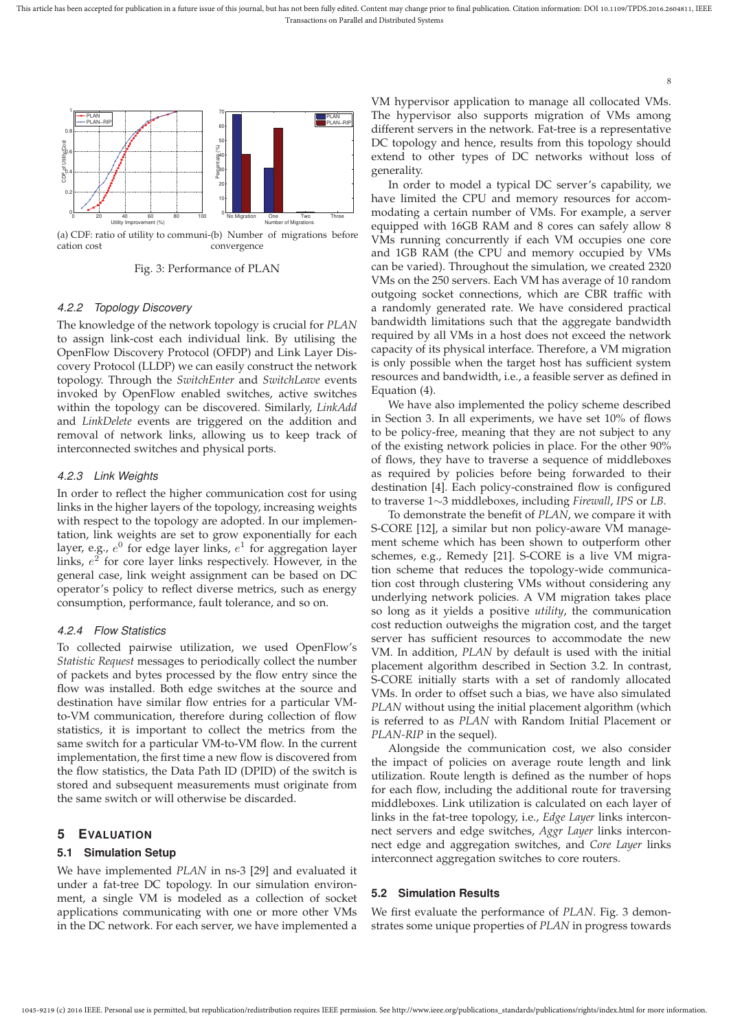(a) CDF: ratio of utility to communication cost

(b) Number of migrations before convergence

Fig. 3: Performance of PLAN

#### 4.2.2 Topology Discovery

The knowledge of the network topology is crucial for *PLAN* to assign link-cost each individual link. By utilising the OpenFlow Discovery Protocol (OFDP) and Link Layer Discovery Protocol (LLDP) we can easily construct the network topology. Through the *SwitchEnter* and *SwitchLeave* events invoked by OpenFlow enabled switches, active switches within the topology can be discovered. Similarly, *LinkAdd* and *LinkDelete* events are triggered on the addition and removal of network links, allowing us to keep track of interconnected switches and physical ports.

#### 4.2.3 Link Weights

In order to reflect the higher communication cost for using links in the higher layers of the topology, increasing weights with respect to the topology are adopted. In our implementation, link weights are set to grow exponentially for each layer, e.g., $e^0$ for edge layer links, $e^1$ for aggregation layer links, $e^2$ for core layer links respectively. However, in the general case, link weight assignment can be based on DC operator's policy to reflect diverse metrics, such as energy consumption, performance, fault tolerance, and so on.

#### 4.2.4 Flow Statistics

To collected pairwise utilization, we used OpenFlow's *Statistic Request* messages to periodically collect the number of packets and bytes processed by the flow entry since the flow was installed. Both edge switches at the source and destination have similar flow entries for a particular VM-to-VM communication, therefore during collection of flow statistics, it is important to collect the metrics from the same switch for a particular VM-to-VM flow. In the current implementation, the first time a new flow is discovered from the flow statistics, the Data Path ID (DPID) of the switch is stored and subsequent measurements must originate from the same switch or will otherwise be discarded.

## 5 Evaluation

### 5.1 Simulation Setup

We have implemented *PLAN* in ns-3 [29] and evaluated it under a fat-tree DC topology. In our simulation environment, a single VM is modeled as a collection of socket applications communicating with one or more other VMs in the DC network. For each server, we have implemented a VM hypervisor application to manage all collocated VMs. The hypervisor also supports migration of VMs among different servers in the network. Fat-tree is a representative DC topology and hence, results from this topology should extend to other types of DC networks without loss of generality.

In order to model a typical DC server's capability, we have limited the CPU and memory resources for accommodating a certain number of VMs. For example, a server equipped with 16GB RAM and 8 cores can safely allow 8 VMs running concurrently if each VM occupies one core and 1GB RAM (the CPU and memory occupied by VMs can be varied). Throughout the simulation, we created 2320 VMs on the 250 servers. Each VM has average of 10 random outgoing socket connections, which are CBR traffic with a randomly generated rate. We have considered practical bandwidth limitations such that the aggregate bandwidth required by all VMs in a host does not exceed the network capacity of its physical interface. Therefore, a VM migration is only possible when the target host has sufficient system resources and bandwidth, i.e., a feasible server as defined in Equation (4).

We have also implemented the policy scheme described in Section 3. In all experiments, we have set 10% of flows to be policy-free, meaning that they are not subject to any of the existing network policies in place. For the other 90% of flows, they have to traverse a sequence of middleboxes as required by policies before being forwarded to their destination [4]. Each policy-constrained flow is configured to traverse 1∼3 middleboxes, including *Firewall*, *IPS* or *LB*.

To demonstrate the benefit of *PLAN*, we compare it with S-CORE [12], a similar but non policy-aware VM management scheme which has been shown to outperform other schemes, e.g., Remedy [21]. S-CORE is a live VM migration scheme that reduces the topology-wide communication cost through clustering VMs without considering any underlying network policies. A VM migration takes place so long as it yields a positive *utility*, the communication cost reduction outweighs the migration cost, and the target server has sufficient resources to accommodate the new VM. In addition, *PLAN* by default is used with the initial placement algorithm described in Section 3.2. In contrast, S-CORE initially starts with a set of randomly allocated VMs. In order to offset such a bias, we have also simulated *PLAN* without using the initial placement algorithm (which is referred to as *PLAN* with Random Initial Placement or *PLAN-RIP* in the sequel).

Alongside the communication cost, we also consider the impact of policies on average route length and link utilization. Route length is defined as the number of hops for each flow, including the additional route for traversing middleboxes. Link utilization is calculated on each layer of links in the fat-tree topology, i.e., *Edge Layer* links interconnect servers and edge switches, *Aggr Layer* links interconnect edge and aggregation switches, and *Core Layer* links interconnect aggregation switches to core routers.

### 5.2 Simulation Results

We first evaluate the performance of *PLAN*. Fig. 3 demonstrates some unique properties of *PLAN* in progress towards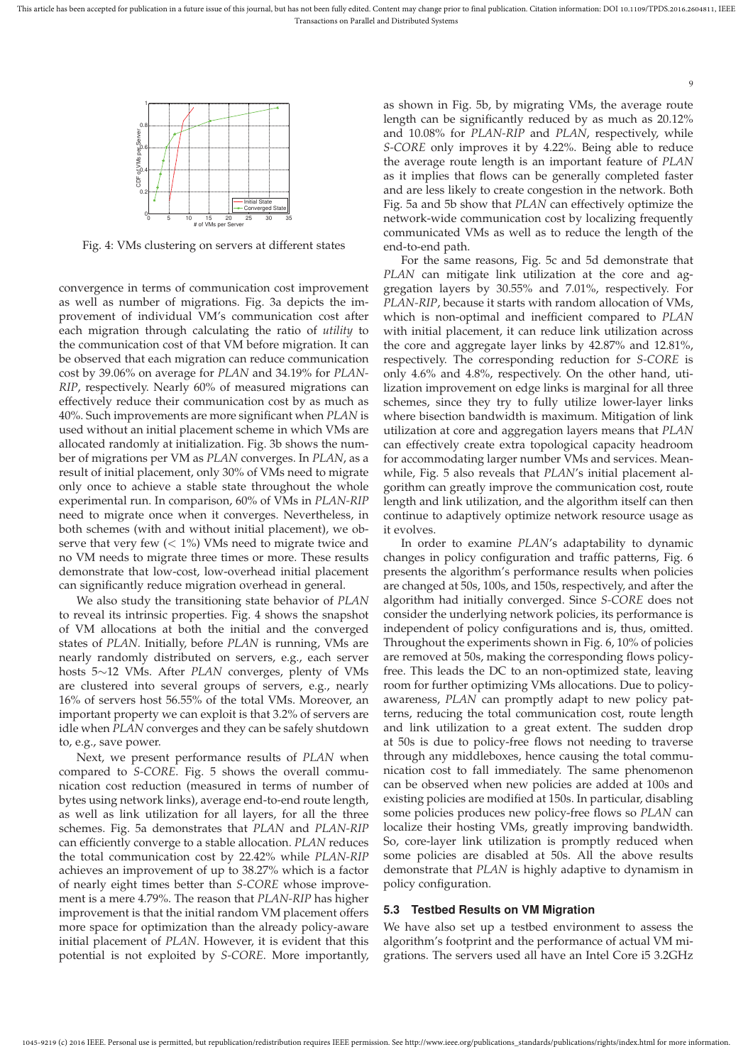Fig. 4: VMs clustering on servers at different states

convergence in terms of communication cost improvement as well as number of migrations. Fig. 3a depicts the improvement of individual VM's communication cost after each migration through calculating the ratio of *utility* to the communication cost of that VM before migration. It can be observed that each migration can reduce communication cost by 39.06% on average for *PLAN* and 34.19% for *PLAN-RIP*, respectively. Nearly 60% of measured migrations can effectively reduce their communication cost by as much as 40%. Such improvements are more significant when *PLAN* is used without an initial placement scheme in which VMs are allocated randomly at initialization. Fig. 3b shows the number of migrations per VM as *PLAN* converges. In *PLAN*, as a result of initial placement, only 30% of VMs need to migrate only once to achieve a stable state throughout the whole experimental run. In comparison, 60% of VMs in *PLAN-RIP* need to migrate once when it converges. Nevertheless, in both schemes (with and without initial placement), we observe that very few ($< 1\%$) VMs need to migrate twice and no VM needs to migrate three times or more. These results demonstrate that low-cost, low-overhead initial placement can significantly reduce migration overhead in general.

We also study the transitioning state behavior of *PLAN* to reveal its intrinsic properties. Fig. 4 shows the snapshot of VM allocations at both the initial and the converged states of *PLAN*. Initially, before *PLAN* is running, VMs are nearly randomly distributed on servers, e.g., each server hosts 5$\sim$12 VMs. After *PLAN* converges, plenty of VMs are clustered into several groups of servers, e.g., nearly 16% of servers host 56.55% of the total VMs. Moreover, an important property we can exploit is that 3.2% of servers are idle when *PLAN* converges and they can be safely shutdown to, e.g., save power.

Next, we present performance results of *PLAN* when compared to *S-CORE*. Fig. 5 shows the overall communication cost reduction (measured in terms of number of bytes using network links), average end-to-end route length, as well as link utilization for all layers, for all the three schemes. Fig. 5a demonstrates that *PLAN* and *PLAN-RIP* can efficiently converge to a stable allocation. *PLAN* reduces the total communication cost by 22.42% while *PLAN-RIP* achieves an improvement of up to 38.27% which is a factor of nearly eight times better than *S-CORE* whose improvement is a mere 4.79%. The reason that *PLAN-RIP* has higher improvement is that the initial random VM placement offers more space for optimization than the already policy-aware initial placement of *PLAN*. However, it is evident that this potential is not exploited by *S-CORE*. More importantly, as shown in Fig. 5b, by migrating VMs, the average route length can be significantly reduced by as much as 20.12% and 10.08% for *PLAN-RIP* and *PLAN*, respectively, while *S-CORE* only improves it by 4.22%. Being able to reduce the average route length is an important feature of *PLAN* as it implies that flows can be generally completed faster and are less likely to create congestion in the network. Both Fig. 5a and 5b show that *PLAN* can effectively optimize the network-wide communication cost by localizing frequently communicated VMs as well as to reduce the length of the end-to-end path.

For the same reasons, Fig. 5c and 5d demonstrate that *PLAN* can mitigate link utilization at the core and aggregation layers by 30.55% and 7.01%, respectively. For *PLAN-RIP*, because it starts with random allocation of VMs, which is non-optimal and inefficient compared to *PLAN* with initial placement, it can reduce link utilization across the core and aggregate layer links by 42.87% and 12.81%, respectively. The corresponding reduction for *S-CORE* is only 4.6% and 4.8%, respectively. On the other hand, utilization improvement on edge links is marginal for all three schemes, since they try to fully utilize lower-layer links where bisection bandwidth is maximum. Mitigation of link utilization at core and aggregation layers means that *PLAN* can effectively create extra topological capacity headroom for accommodating larger number VMs and services. Meanwhile, Fig. 5 also reveals that *PLAN*'s initial placement algorithm can greatly improve the communication cost, route length and link utilization, and the algorithm itself can then continue to adaptively optimize network resource usage as it evolves.

In order to examine *PLAN*'s adaptability to dynamic changes in policy configuration and traffic patterns, Fig. 6 presents the algorithm's performance results when policies are changed at 50s, 100s, and 150s, respectively, and after the algorithm had initially converged. Since *S-CORE* does not consider the underlying network policies, its performance is independent of policy configurations and is, thus, omitted. Throughout the experiments shown in Fig. 6, 10% of policies are removed at 50s, making the corresponding flows policy-free. This leads the DC to an non-optimized state, leaving room for further optimizing VMs allocations. Due to policy-awareness, *PLAN* can promptly adapt to new policy patterns, reducing the total communication cost, route length and link utilization to a great extent. The sudden drop at 50s is due to policy-free flows not needing to traverse through any middleboxes, hence causing the total communication cost to fall immediately. The same phenomenon can be observed when new policies are added at 100s and existing policies are modified at 150s. In particular, disabling some policies produces new policy-free flows so *PLAN* can localize their hosting VMs, greatly improving bandwidth. So, core-layer link utilization is promptly reduced when some policies are disabled at 50s. All the above results demonstrate that *PLAN* is highly adaptive to dynamism in policy configuration.

### 5.3 Testbed Results on VM Migration

We have also set up a testbed environment to assess the algorithm's footprint and the performance of actual VM migrations. The servers used all have an Intel Core i5 3.2GHz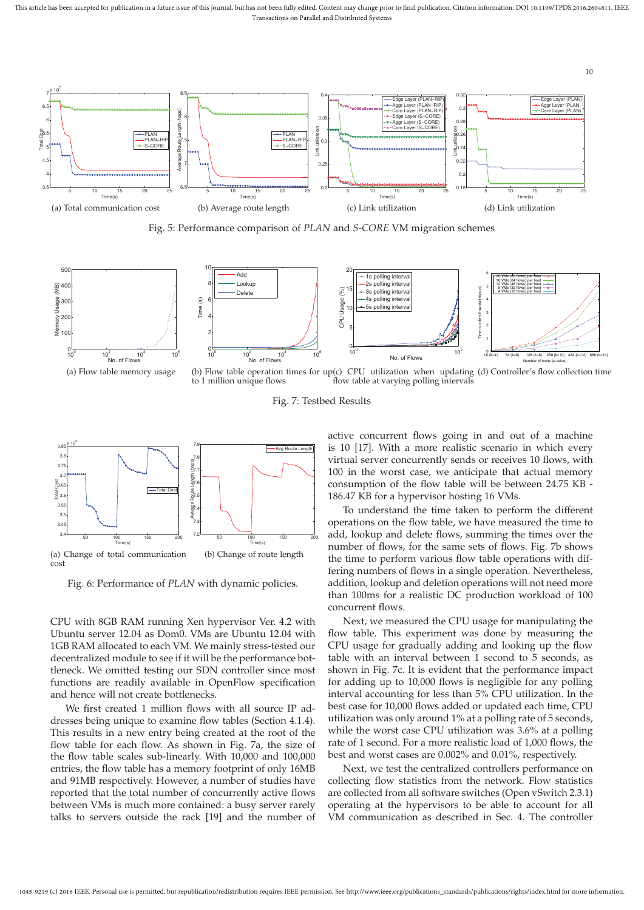(a) Total communication cost

(b) Average route length

(c) Link utilization

(d) Link utilization

Fig. 5: Performance comparison of *PLAN* and *S-CORE* VM migration schemes

(a) Flow table memory usage

(b) Flow table operation times for up to 1 million unique flows

(c) CPU utilization when updating flow table at varying polling intervals

(d) Controller's flow collection time

Fig. 7: Testbed Results

(a) Change of total communication cost

(b) Change of route length

Fig. 6: Performance of *PLAN* with dynamic policies.

CPU with 8GB RAM running Xen hypervisor Ver. 4.2 with Ubuntu server 12.04 as Dom0. VMs are Ubuntu 12.04 with 1GB RAM allocated to each VM. We mainly stress-tested our decentralized module to see if it will be the performance bottleneck. We omitted testing our SDN controller since most functions are readily available in OpenFlow specification and hence will not create bottlenecks.

We first created 1 million flows with all source IP addresses being unique to examine flow tables (Section 4.1.4). This results in a new entry being created at the root of the flow table for each flow. As shown in Fig. 7a, the size of the flow table scales sub-linearly. With 10,000 and 100,000 entries, the flow table has a memory footprint of only 16MB and 91MB respectively. However, a number of studies have reported that the total number of concurrently active flows between VMs is much more contained: a busy server rarely talks to servers outside the rack [19] and the number of active concurrent flows going in and out of a machine is 10 [17]. With a more realistic scenario in which every virtual server concurrently sends or receives 10 flows, with 100 in the worst case, we anticipate that actual memory consumption of the flow table will be between 24.75 KB - 186.47 KB for a hypervisor hosting 16 VMs.

To understand the time taken to perform the different operations on the flow table, we have measured the time to add, lookup and delete flows, summing the times over the number of flows, for the same sets of flows. Fig. 7b shows the time to perform various flow table operations with differing numbers of flows in a single operation. Nevertheless, addition, lookup and deletion operations will not need more than 100ms for a realistic DC production workload of 100 concurrent flows.

Next, we measured the CPU usage for manipulating the flow table. This experiment was done by measuring the CPU usage for gradually adding and looking up the flow table with an interval between 1 second to 5 seconds, as shown in Fig. 7c. It is evident that the performance impact for adding up to 10,000 flows is negligible for any polling interval accounting for less than 5% CPU utilization. In the best case for 10,000 flows added or updated each time, CPU utilization was only around 1% at a polling rate of 5 seconds, while the worst case CPU utilization was 3.6% at a polling rate of 1 second. For a more realistic load of 1,000 flows, the best and worst cases are 0.002% and 0.01%, respectively.

Next, we test the centralized controllers performance on collecting flow statistics from the network. Flow statistics are collected from all software switches (Open vSwitch 2.3.1) operating at the hypervisors to be able to account for all VM communication as described in Sec. 4. The controller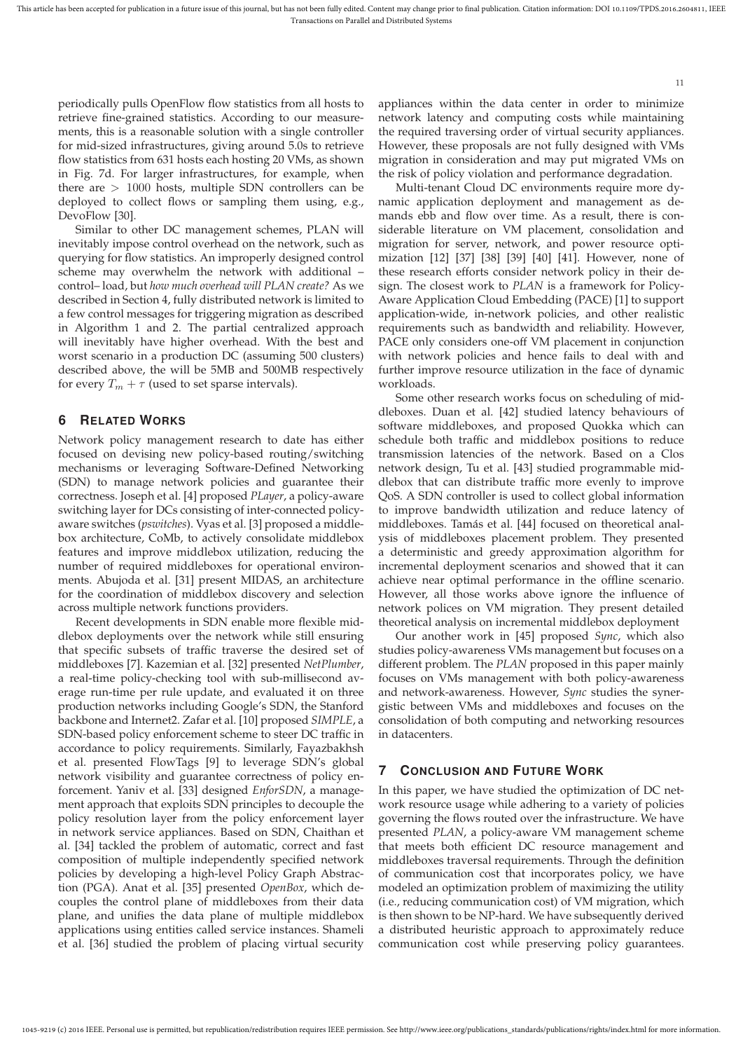periodically pulls OpenFlow flow statistics from all hosts to retrieve fine-grained statistics. According to our measurements, this is a reasonable solution with a single controller for mid-sized infrastructures, giving around 5.0s to retrieve flow statistics from 631 hosts each hosting 20 VMs, as shown in Fig. 7d. For larger infrastructures, for example, when there are $> 1000$ hosts, multiple SDN controllers can be deployed to collect flows or sampling them using, e.g., DevoFlow [30].

Similar to other DC management schemes, PLAN will inevitably impose control overhead on the network, such as querying for flow statistics. An improperly designed control scheme may overwhelm the network with additional –control– load, but *how much overhead will PLAN create?* As we described in Section 4, fully distributed network is limited to a few control messages for triggering migration as described in Algorithm 1 and 2. The partial centralized approach will inevitably have higher overhead. With the best and worst scenario in a production DC (assuming 500 clusters) described above, the will be 5MB and 500MB respectively for every $T_m + \tau$ (used to set sparse intervals).

## 6 Related Works

Network policy management research to date has either focused on devising new policy-based routing/switching mechanisms or leveraging Software-Defined Networking (SDN) to manage network policies and guarantee their correctness. Joseph et al. [4] proposed *PLayer*, a policy-aware switching layer for DCs consisting of inter-connected policy-aware switches (*pswitches*). Vyas et al. [3] proposed a middlebox architecture, CoMb, to actively consolidate middlebox features and improve middlebox utilization, reducing the number of required middleboxes for operational environments. Abujoda et al. [31] present MIDAS, an architecture for the coordination of middlebox discovery and selection across multiple network functions providers.

Recent developments in SDN enable more flexible middlebox deployments over the network while still ensuring that specific subsets of traffic traverse the desired set of middleboxes [7]. Kazemian et al. [32] presented *NetPlumber*, a real-time policy-checking tool with sub-millisecond average run-time per rule update, and evaluated it on three production networks including Google's SDN, the Stanford backbone and Internet2. Zafar et al. [10] proposed *SIMPLE*, a SDN-based policy enforcement scheme to steer DC traffic in accordance to policy requirements. Similarly, Fayazbakhsh et al. presented FlowTags [9] to leverage SDN's global network visibility and guarantee correctness of policy enforcement. Yaniv et al. [33] designed *EnforSDN*, a management approach that exploits SDN principles to decouple the policy resolution layer from the policy enforcement layer in network service appliances. Based on SDN, Chaithan et al. [34] tackled the problem of automatic, correct and fast composition of multiple independently specified network policies by developing a high-level Policy Graph Abstraction (PGA). Anat et al. [35] presented *OpenBox*, which decouples the control plane of middleboxes from their data plane, and unifies the data plane of multiple middlebox applications using entities called service instances. Shameli et al. [36] studied the problem of placing virtual security appliances within the data center in order to minimize network latency and computing costs while maintaining the required traversing order of virtual security appliances. However, these proposals are not fully designed with VMs migration in consideration and may put migrated VMs on the risk of policy violation and performance degradation.

Multi-tenant Cloud DC environments require more dynamic application deployment and management as demands ebb and flow over time. As a result, there is considerable literature on VM placement, consolidation and migration for server, network, and power resource optimization [12] [37] [38] [39] [40] [41]. However, none of these research efforts consider network policy in their design. The closest work to *PLAN* is a framework for Policy-Aware Application Cloud Embedding (PACE) [1] to support application-wide, in-network policies, and other realistic requirements such as bandwidth and reliability. However, PACE only considers one-off VM placement in conjunction with network policies and hence fails to deal with and further improve resource utilization in the face of dynamic workloads.

Some other research works focus on scheduling of middleboxes. Duan et al. [42] studied latency behaviours of software middleboxes, and proposed Quokka which can schedule both traffic and middlebox positions to reduce transmission latencies of the network. Based on a Clos network design, Tu et al. [43] studied programmable middlebox that can distribute traffic more evenly to improve QoS. A SDN controller is used to collect global information to improve bandwidth utilization and reduce latency of middleboxes. Tamás et al. [44] focused on theoretical analysis of middleboxes placement problem. They presented a deterministic and greedy approximation algorithm for incremental deployment scenarios and showed that it can achieve near optimal performance in the offline scenario. However, all those works above ignore the influence of network polices on VM migration. They present detailed theoretical analysis on incremental middlebox deployment

Our another work in [45] proposed *Sync*, which also studies policy-awareness VMs management but focuses on a different problem. The *PLAN* proposed in this paper mainly focuses on VMs management with both policy-awareness and network-awareness. However, *Sync* studies the synergistic between VMs and middleboxes and focuses on the consolidation of both computing and networking resources in datacenters.

## 7 Conclusion and Future Work

In this paper, we have studied the optimization of DC network resource usage while adhering to a variety of policies governing the flows routed over the infrastructure. We have presented *PLAN*, a policy-aware VM management scheme that meets both efficient DC resource management and middleboxes traversal requirements. Through the definition of communication cost that incorporates policy, we have modeled an optimization problem of maximizing the utility (i.e., reducing communication cost) of VM migration, which is then shown to be NP-hard. We have subsequently derived a distributed heuristic approach to approximately reduce communication cost while preserving policy guarantees.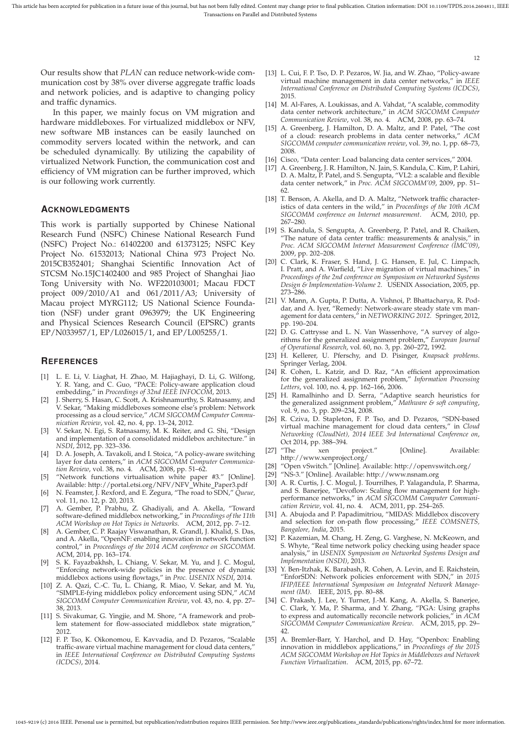Our results show that *PLAN* can reduce network-wide communication cost by 38% over diverse aggregate traffic loads and network policies, and is adaptive to changing policy and traffic dynamics.

In this paper, we mainly focus on VM migration and hardware middleboxes. For virtualized middlebox or NFV, new software MB instances can be easily launched on commodity servers located within the network, and can be scheduled dynamically. By utilizing the capability of virtualized Network Function, the communication cost and efficiency of VM migration can be further improved, which is our following work currently.

## ACKNOWLEDGMENTS

This work is partially supported by Chinese National Research Fund (NSFC) Chinese National Research Fund (NSFC) Project No.: 61402200 and 61373125; NSFC Key Project No. 61532013; National China 973 Project No. 2015CB352401; Shanghai Scientific Innovation Act of STCSM No.15JC1402400 and 985 Project of Shanghai Jiao Tong University with No. WF220103001; Macau FDCT project 009/2010/A1 and 061/2011/A3; University of Macau project MYRG112; US National Science Foundation (NSF) under grant 0963979; the UK Engineering and Physical Sciences Research Council (EPSRC) grants EP/N033957/1, EP/L026015/1, and EP/L005255/1.

## REFERENCES

[1] L. E. Li, V. Liaghat, H. Zhao, M. Hajiaghayi, D. Li, G. Wilfong, Y. R. Yang, and C. Guo, "PACE: Policy-aware application cloud embedding," in *Proceedings of 32nd IEEE INFOCOM*, 2013.

[2] J. Sherry, S. Hasan, C. Scott, A. Krishnamurthy, S. Ratnasamy, and V. Sekar, "Making middleboxes someone else's problem: Network processing as a cloud service," *ACM SIGCOMM Computer Communication Review*, vol. 42, no. 4, pp. 13–24, 2012.

[3] V. Sekar, N. Egi, S. Ratnasamy, M. K. Reiter, and G. Shi, "Design and implementation of a consolidated middlebox architecture." in *NSDI*, 2012, pp. 323–336.

[4] D. A. Joseph, A. Tavakoli, and I. Stoica, "A policy-aware switching layer for data centers," in *ACM SIGCOMM Computer Communication Review*, vol. 38, no. 4. ACM, 2008, pp. 51–62.

[5] "Network functions virtualisation white paper #3." [Online]. Available: http://portal.etsi.org/NFV/NFV_White_Paper3.pdf

[6] N. Feamster, J. Rexford, and E. Zegura, "The road to SDN," *Queue*, vol. 11, no. 12, p. 20, 2013.

[7] A. Gember, P. Prabhu, Z. Ghadiyali, and A. Akella, "Toward software-defined middlebox networking," in *Proceedings of the 11th ACM Workshop on Hot Topics in Networks*. ACM, 2012, pp. 7–12.

[8] A. Gember, C. P. Raajay Viswanathan, R. Grandl, J. Khalid, S. Das, and A. Akella, "OpenNF: enabling innovation in network function control," in *Proceedings of the 2014 ACM conference on SIGCOMM*. ACM, 2014, pp. 163–174.

[9] S. K. Fayazbakhsh, L. Chiang, V. Sekar, M. Yu, and J. C. Mogul, "Enforcing network-wide policies in the presence of dynamic middlebox actions using flowtags," in *Proc. USENIX NSDI*, 2014.

[10] Z. A. Qazi, C.-C. Tu, L. Chiang, R. Miao, V. Sekar, and M. Yu, "SIMPLE-fying middlebox policy enforcement using SDN," *ACM SIGCOMM Computer Communication Review*, vol. 43, no. 4, pp. 27–38, 2013.

[11] S. Sivakumar, G. Yingjie, and M. Shore, "A framework and problem statement for flow-associated middlebox state migration," 2012.

[12] F. P. Tso, K. Oikonomou, E. Kavvadia, and D. Pezaros, "Scalable traffic-aware virtual machine management for cloud data centers," in *IEEE International Conference on Distributed Computing Systems (ICDCS)*, 2014.

[13] L. Cui, F. P. Tso, D. P. Pezaros, W. Jia, and W. Zhao, "Policy-aware virtual machine management in data center networks," in *IEEE International Conference on Distributed Computing Systems (ICDCS)*, 2015.

[14] M. Al-Fares, A. Loukissas, and A. Vahdat, "A scalable, commodity data center network architecture," in *ACM SIGCOMM Computer Communication Review*, vol. 38, no. 4. ACM, 2008, pp. 63–74.

[15] A. Greenberg, J. Hamilton, D. A. Maltz, and P. Patel, "The cost of a cloud: research problems in data center networks," *ACM SIGCOMM computer communication review*, vol. 39, no. 1, pp. 68–73, 2008.

[16] Cisco, "Data center: Load balancing data center services," 2004.

[17] A. Greenberg, J. R. Hamilton, N. Jain, S. Kandula, C. Kim, P. Lahiri, D. A. Maltz, P. Patel, and S. Sengupta, "VL2: a scalable and flexible data center network," in *Proc. ACM SIGCOMM'09*, 2009, pp. 51–62.

[18] T. Benson, A. Akella, and D. A. Maltz, "Network traffic characteristics of data centers in the wild," in *Proceedings of the 10th ACM SIGCOMM conference on Internet measurement*. ACM, 2010, pp. 267–280.

[19] S. Kandula, S. Sengupta, A. Greenberg, P. Patel, and R. Chaiken, "The nature of data center traffic: measurements & analysis," in *Proc. ACM SIGCOMM Internet Measurement Conference (IMC'09)*, 2009, pp. 202–208.

[20] C. Clark, K. Fraser, S. Hand, J. G. Hansen, E. Jul, C. Limpach, I. Pratt, and A. Warfield, "Live migration of virtual machines," in *Proceedings of the 2nd conference on Symposium on Networked Systems Design & Implementation-Volume 2*. USENIX Association, 2005, pp. 273–286.

[21] V. Mann, A. Gupta, P. Dutta, A. Vishnoi, P. Bhattacharya, R. Poddar, and A. Iyer, "Remedy: Network-aware steady state vm management for data centers," in *NETWORKING 2012*. Springer, 2012, pp. 190–204.

[22] D. G. Cattrysse and L. N. Van Wassenhove, "A survey of algorithms for the generalized assignment problem," *European Journal of Operational Research*, vol. 60, no. 3, pp. 260–272, 1992.

[23] H. Kellerer, U. Pferschy, and D. Pisinger, *Knapsack problems*. Springer Verlag, 2004.

[24] R. Cohen, L. Katzir, and D. Raz, "An efficient approximation for the generalized assignment problem," *Information Processing Letters*, vol. 100, no. 4, pp. 162–166, 2006.

[25] H. Ramalhinho and D. Serra, "Adaptive search heuristics for the generalized assignment problem," *Mathware & soft computing*, vol. 9, no. 3, pp. 209–234, 2008.

[26] R. Cziva, D. Stapleton, F. P. Tso, and D. Pezaros, "SDN-based virtual machine management for cloud data centers," in *Cloud Networking (CloudNet), 2014 IEEE 3rd International Conference on*, Oct 2014, pp. 388–394.

[27] "The xen project." [Online]. Available: http://www.xenproject.org/

[28] "Open vSwitch." [Online]. Available: http://openvswitch.org/

[29] "NS-3." [Online]. Available: http://www.nsnam.org

[30] A. R. Curtis, J. C. Mogul, J. Tourrilhes, P. Yalagandula, P. Sharma, and S. Banerjee, "Devoflow: Scaling flow management for high-performance networks," in *ACM SIGCOMM Computer Communication Review*, vol. 41, no. 4. ACM, 2011, pp. 254–265.

[31] A. Abujoda and P. Papadimitriou, "MIDAS: Middlebox discovery and selection for on-path flow processing," *IEEE COMSNETS, Bangalore, India*, 2015.

[32] P. Kazemian, M. Chang, H. Zeng, G. Varghese, N. McKeown, and S. Whyte, "Real time network policy checking using header space analysis," in *USENIX Symposium on Networked Systems Design and Implementation (NSDI)*, 2013.

[33] Y. Ben-Itzhak, K. Barabash, R. Cohen, A. Levin, and E. Raichstein, "EnforSDN: Network policies enforcement with SDN," in *2015 IFIP/IEEE International Symposium on Integrated Network Management (IM)*. IEEE, 2015, pp. 80–88.

[34] C. Prakash, J. Lee, Y. Turner, J.-M. Kang, A. Akella, S. Banerjee, C. Clark, Y. Ma, P. Sharma, and Y. Zhang, "PGA: Using graphs to express and automatically reconcile network policies," in *ACM SIGCOMM Computer Communication Review*. ACM, 2015, pp. 29–42.

[35] A. Bremler-Barr, Y. Harchol, and D. Hay, "Openbox: Enabling innovation in middlebox applications," in *Proceedings of the 2015 ACM SIGCOMM Workshop on Hot Topics in Middleboxes and Network Function Virtualization*. ACM, 2015, pp. 67–72.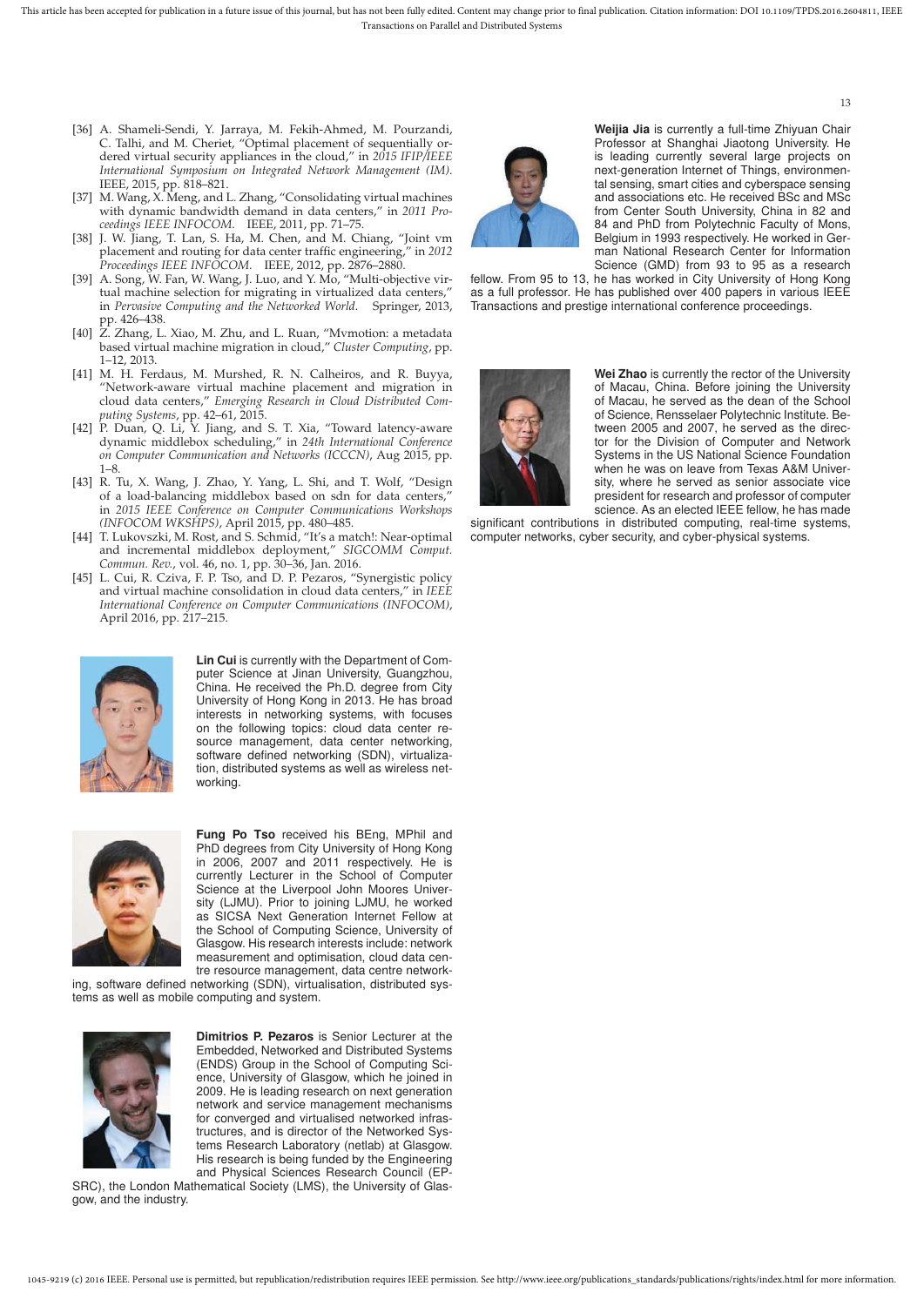[36] A. Shameli-Sendi, Y. Jarraya, M. Fekih-Ahmed, M. Pourzandi, C. Talhi, and M. Cheriet, "Optimal placement of sequentially ordered virtual security appliances in the cloud," in *2015 IFIP/IEEE International Symposium on Integrated Network Management (IM)*. IEEE, 2015, pp. 818–821.

[37] M. Wang, X. Meng, and L. Zhang, "Consolidating virtual machines with dynamic bandwidth demand in data centers," in *2011 Proceedings IEEE INFOCOM*. IEEE, 2011, pp. 71–75.

[38] J. W. Jiang, T. Lan, S. Ha, M. Chen, and M. Chiang, "Joint vm placement and routing for data center traffic engineering," in *2012 Proceedings IEEE INFOCOM*. IEEE, 2012, pp. 2876–2880.

[39] A. Song, W. Fan, W. Wang, J. Luo, and Y. Mo, "Multi-objective virtual machine selection for migrating in virtualized data centers," in *Pervasive Computing and the Networked World*. Springer, 2013, pp. 426–438.

[40] Z. Zhang, L. Xiao, M. Zhu, and L. Ruan, "Mvmotion: a metadata based virtual machine migration in cloud," *Cluster Computing*, pp. 1–12, 2013.

[41] M. H. Ferdaus, M. Murshed, R. N. Calheiros, and R. Buyya, "Network-aware virtual machine placement and migration in cloud data centers," *Emerging Research in Cloud Distributed Computing Systems*, pp. 42–61, 2015.

[42] P. Duan, Q. Li, Y. Jiang, and S. T. Xia, "Toward latency-aware dynamic middlebox scheduling," in *24th International Conference on Computer Communication and Networks (ICCCN)*, Aug 2015, pp. 1–8.

[43] R. Tu, X. Wang, J. Zhao, Y. Yang, L. Shi, and T. Wolf, "Design of a load-balancing middlebox based on sdn for data centers," in *2015 IEEE Conference on Computer Communications Workshops (INFOCOM WKSHPS)*, April 2015, pp. 480–485.

[44] T. Lukovszki, M. Rost, and S. Schmid, "It's a match!: Near-optimal and incremental middlebox deployment," *SIGCOMM Comput. Commun. Rev.*, vol. 46, no. 1, pp. 30–36, Jan. 2016.

[45] L. Cui, R. Cziva, F. P. Tso, and D. P. Pezaros, "Synergistic policy and virtual machine consolidation in cloud data centers," in *IEEE International Conference on Computer Communications (INFOCOM)*, April 2016, pp. 217–215.

**Lin Cui** is currently with the Department of Computer Science at Jinan University, Guangzhou, China. He received the Ph.D. degree from City University of Hong Kong in 2013. He has broad interests in networking systems, with focuses on the following topics: cloud data center resource management, data center networking, software defined networking (SDN), virtualization, distributed systems as well as wireless networking.

**Fung Po Tso** received his BEng, MPhil and PhD degrees from City University of Hong Kong in 2006, 2007 and 2011 respectively. He is currently Lecturer in the School of Computer Science at the Liverpool John Moores University (LJMU). Prior to joining LJMU, he worked as SICSA Next Generation Internet Fellow at the School of Computing Science, University of Glasgow. His research interests include: network measurement and optimisation, cloud data centre resource management, data centre networking, software defined networking (SDN), virtualisation, distributed systems as well as mobile computing and system.

**Dimitrios P. Pezaros** is Senior Lecturer at the Embedded, Networked and Distributed Systems (ENDS) Group in the School of Computing Science, University of Glasgow, which he joined in 2009. He is leading research on next generation network and service management mechanisms for converged and virtualised networked infrastructures, and is director of the Networked Systems Research Laboratory (netlab) at Glasgow. His research is being funded by the Engineering and Physical Sciences Research Council (EPSRC), the London Mathematical Society (LMS), the University of Glasgow, and the industry.

**Weijia Jia** is currently a full-time Zhiyuan Chair Professor at Shanghai Jiaotong University. He is leading currently several large projects on next-generation Internet of Things, environmental sensing, smart cities and cyberspace sensing and associations etc. He received BSc and MSc from Center South University, China in 82 and 84 and PhD from Polytechnic Faculty of Mons, Belgium in 1993 respectively. He worked in German National Research Center for Information Science (GMD) from 93 to 95 as a research fellow. From 95 to 13, he has worked in City University of Hong Kong as a full professor. He has published over 400 papers in various IEEE Transactions and prestige international conference proceedings.

**Wei Zhao** is currently the rector of the University of Macau, China. Before joining the University of Macau, he served as the dean of the School of Science, Rensselaer Polytechnic Institute. Between 2005 and 2007, he served as the director for the Division of Computer and Network Systems in the US National Science Foundation when he was on leave from Texas A&M University, where he served as senior associate vice president for research and professor of computer science. As an elected IEEE fellow, he has made significant contributions in distributed computing, real-time systems, computer networks, cyber security, and cyber-physical systems.